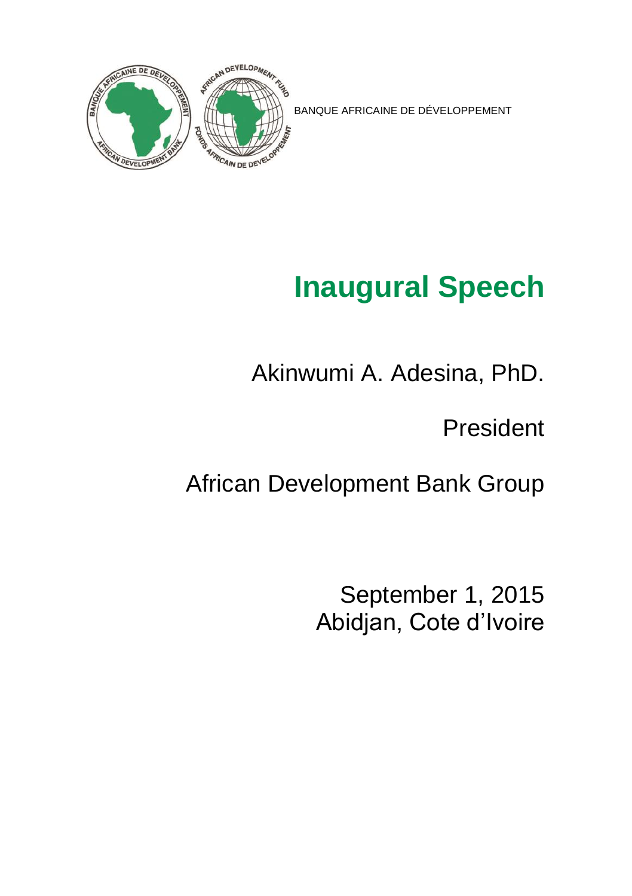BANQUE AFRICAINE DE DÉVELOPPEMENT

# Inaugural Speech

Akinwumi A. Adesina, PhD.

President

African Development Bank Group

September 1, 2015
Abidjan, Cote d'Ivoire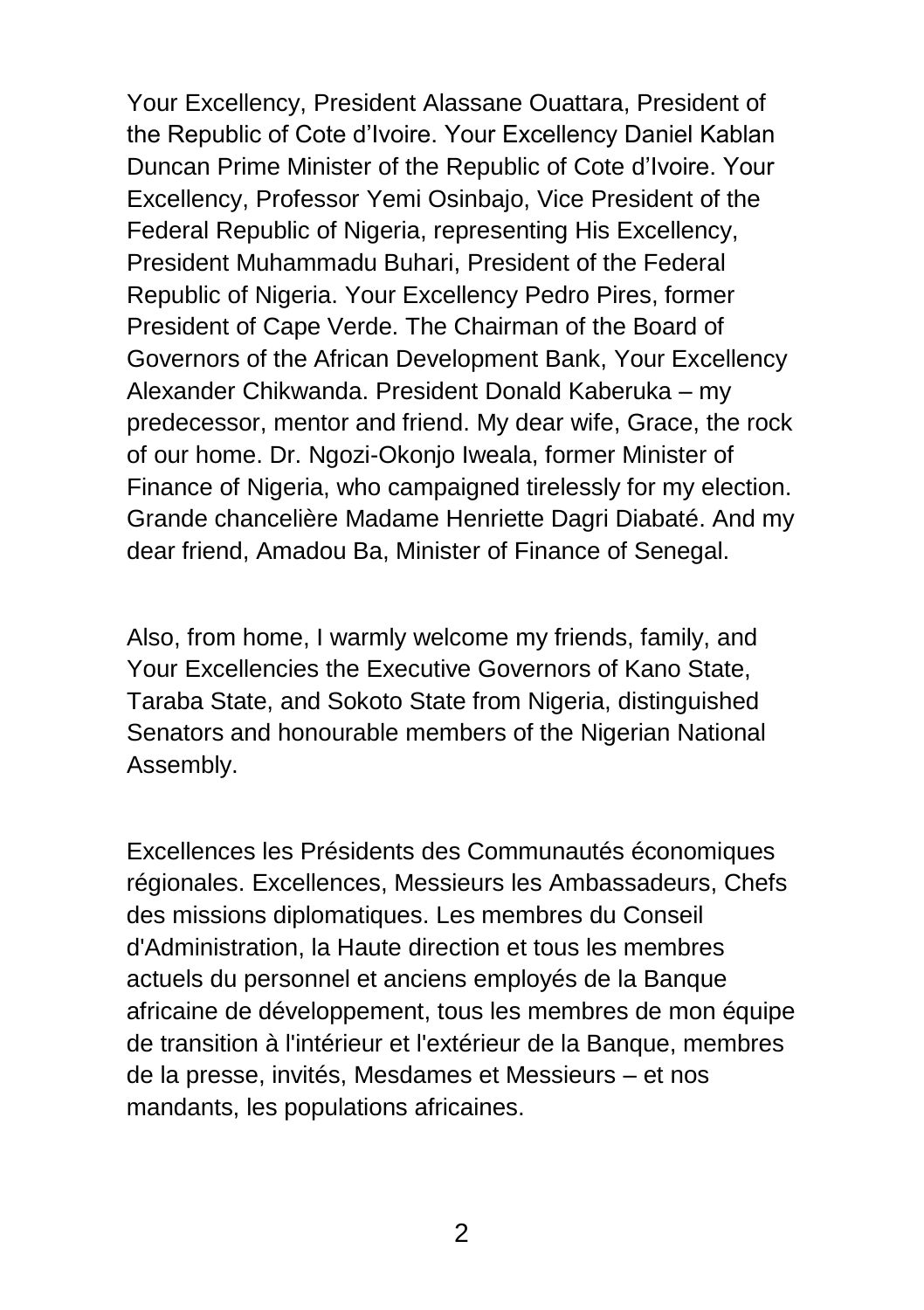Your Excellency, President Alassane Ouattara, President of the Republic of Cote d'Ivoire. Your Excellency Daniel Kablan Duncan Prime Minister of the Republic of Cote d'Ivoire. Your Excellency, Professor Yemi Osinbajo, Vice President of the Federal Republic of Nigeria, representing His Excellency, President Muhammadu Buhari, President of the Federal Republic of Nigeria. Your Excellency Pedro Pires, former President of Cape Verde. The Chairman of the Board of Governors of the African Development Bank, Your Excellency Alexander Chikwanda. President Donald Kaberuka – my predecessor, mentor and friend. My dear wife, Grace, the rock of our home. Dr. Ngozi-Okonjo Iweala, former Minister of Finance of Nigeria, who campaigned tirelessly for my election. Grande chancelière Madame Henriette Dagri Diabaté. And my dear friend, Amadou Ba, Minister of Finance of Senegal.

Also, from home, I warmly welcome my friends, family, and Your Excellencies the Executive Governors of Kano State, Taraba State, and Sokoto State from Nigeria, distinguished Senators and honourable members of the Nigerian National Assembly.

Excellences les Présidents des Communautés économiques régionales. Excellences, Messieurs les Ambassadeurs, Chefs des missions diplomatiques. Les membres du Conseil d'Administration, la Haute direction et tous les membres actuels du personnel et anciens employés de la Banque africaine de développement, tous les membres de mon équipe de transition à l'intérieur et l'extérieur de la Banque, membres de la presse, invités, Mesdames et Messieurs – et nos mandants, les populations africaines.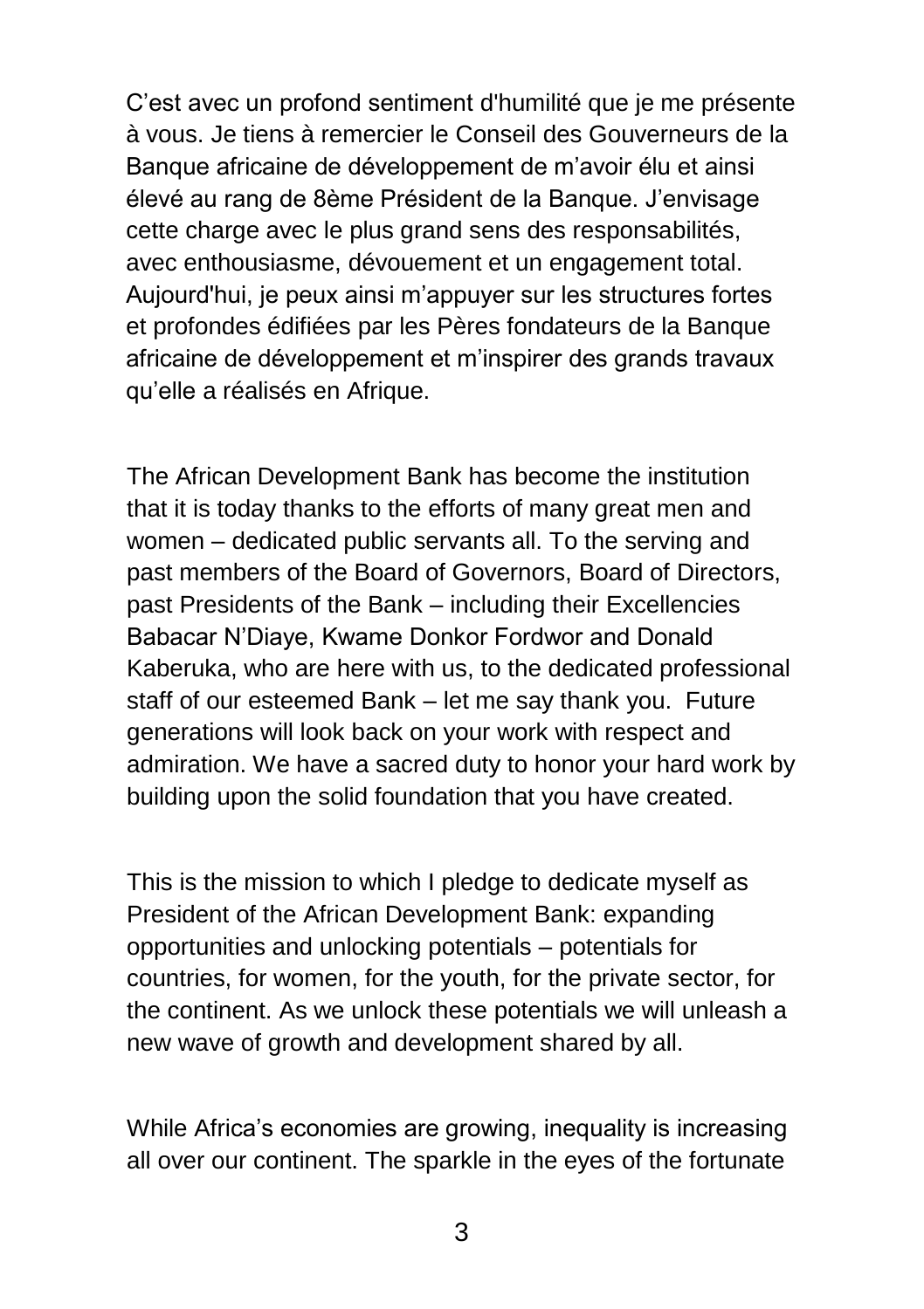C’est avec un profond sentiment d'humilité que je me présente à vous. Je tiens à remercier le Conseil des Gouverneurs de la Banque africaine de développement de m’avoir élu et ainsi élevé au rang de 8ème Président de la Banque. J’envisage cette charge avec le plus grand sens des responsabilités, avec enthousiasme, dévouement et un engagement total. Aujourd'hui, je peux ainsi m’appuyer sur les structures fortes et profondes édifiées par les Pères fondateurs de la Banque africaine de développement et m’inspirer des grands travaux qu’elle a réalisés en Afrique.

The African Development Bank has become the institution that it is today thanks to the efforts of many great men and women – dedicated public servants all. To the serving and past members of the Board of Governors, Board of Directors, past Presidents of the Bank – including their Excellencies Babacar N’Diaye, Kwame Donkor Fordwor and Donald Kaberuka, who are here with us, to the dedicated professional staff of our esteemed Bank – let me say thank you. Future generations will look back on your work with respect and admiration. We have a sacred duty to honor your hard work by building upon the solid foundation that you have created.

This is the mission to which I pledge to dedicate myself as President of the African Development Bank: expanding opportunities and unlocking potentials – potentials for countries, for women, for the youth, for the private sector, for the continent. As we unlock these potentials we will unleash a new wave of growth and development shared by all.

While Africa’s economies are growing, inequality is increasing all over our continent. The sparkle in the eyes of the fortunate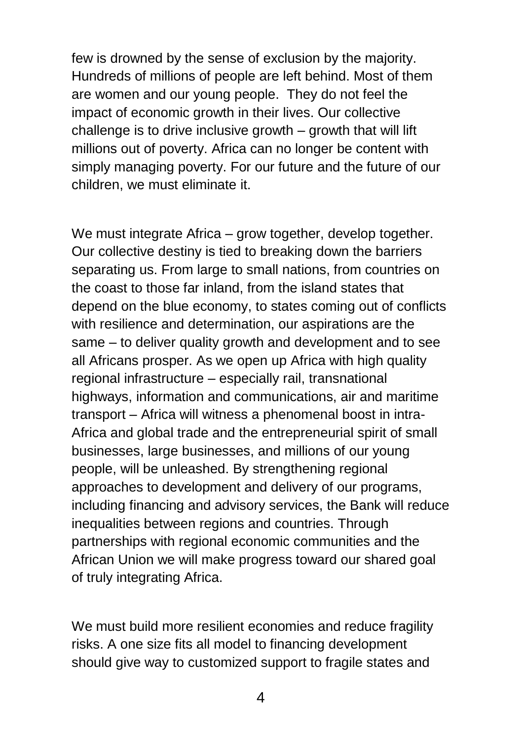few is drowned by the sense of exclusion by the majority. Hundreds of millions of people are left behind. Most of them are women and our young people. They do not feel the impact of economic growth in their lives. Our collective challenge is to drive inclusive growth – growth that will lift millions out of poverty. Africa can no longer be content with simply managing poverty. For our future and the future of our children, we must eliminate it.

We must integrate Africa – grow together, develop together. Our collective destiny is tied to breaking down the barriers separating us. From large to small nations, from countries on the coast to those far inland, from the island states that depend on the blue economy, to states coming out of conflicts with resilience and determination, our aspirations are the same – to deliver quality growth and development and to see all Africans prosper. As we open up Africa with high quality regional infrastructure – especially rail, transnational highways, information and communications, air and maritime transport – Africa will witness a phenomenal boost in intra-Africa and global trade and the entrepreneurial spirit of small businesses, large businesses, and millions of our young people, will be unleashed. By strengthening regional approaches to development and delivery of our programs, including financing and advisory services, the Bank will reduce inequalities between regions and countries. Through partnerships with regional economic communities and the African Union we will make progress toward our shared goal of truly integrating Africa.

We must build more resilient economies and reduce fragility risks. A one size fits all model to financing development should give way to customized support to fragile states and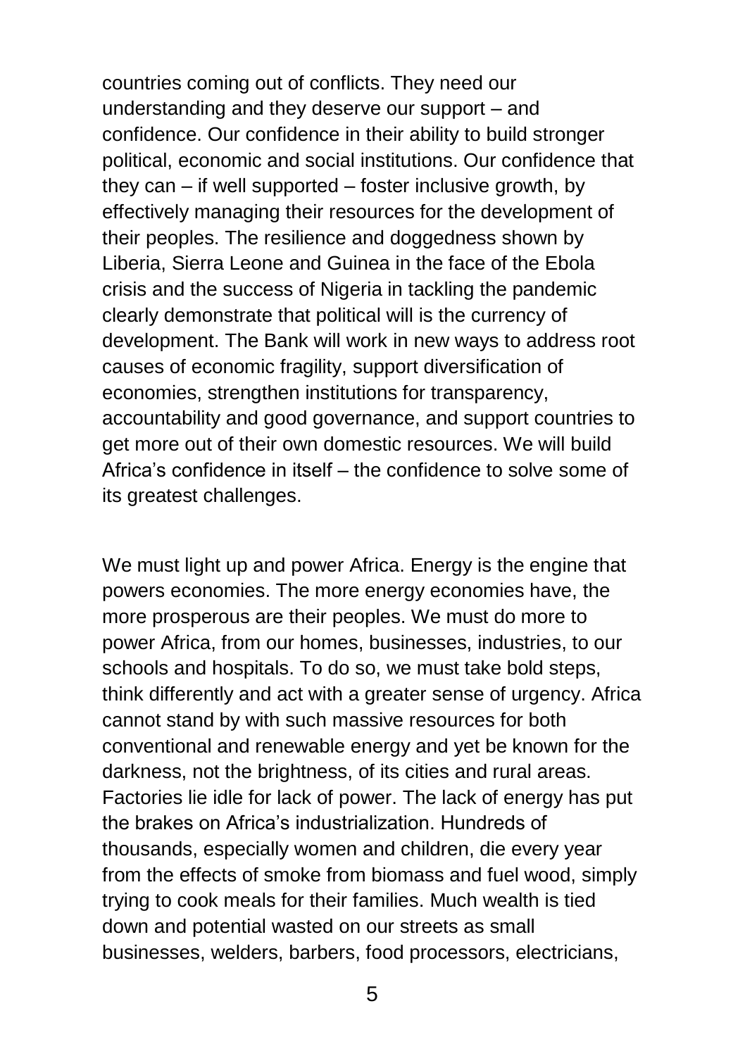countries coming out of conflicts. They need our understanding and they deserve our support – and confidence. Our confidence in their ability to build stronger political, economic and social institutions. Our confidence that they can – if well supported – foster inclusive growth, by effectively managing their resources for the development of their peoples. The resilience and doggedness shown by Liberia, Sierra Leone and Guinea in the face of the Ebola crisis and the success of Nigeria in tackling the pandemic clearly demonstrate that political will is the currency of development. The Bank will work in new ways to address root causes of economic fragility, support diversification of economies, strengthen institutions for transparency, accountability and good governance, and support countries to get more out of their own domestic resources. We will build Africa's confidence in itself – the confidence to solve some of its greatest challenges.

We must light up and power Africa. Energy is the engine that powers economies. The more energy economies have, the more prosperous are their peoples. We must do more to power Africa, from our homes, businesses, industries, to our schools and hospitals. To do so, we must take bold steps, think differently and act with a greater sense of urgency. Africa cannot stand by with such massive resources for both conventional and renewable energy and yet be known for the darkness, not the brightness, of its cities and rural areas. Factories lie idle for lack of power. The lack of energy has put the brakes on Africa's industrialization. Hundreds of thousands, especially women and children, die every year from the effects of smoke from biomass and fuel wood, simply trying to cook meals for their families. Much wealth is tied down and potential wasted on our streets as small businesses, welders, barbers, food processors, electricians,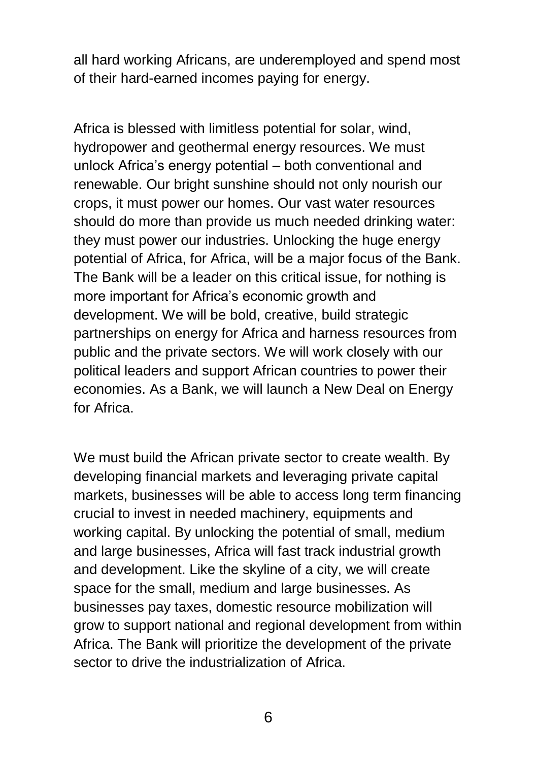all hard working Africans, are underemployed and spend most of their hard-earned incomes paying for energy.

Africa is blessed with limitless potential for solar, wind, hydropower and geothermal energy resources. We must unlock Africa's energy potential – both conventional and renewable. Our bright sunshine should not only nourish our crops, it must power our homes. Our vast water resources should do more than provide us much needed drinking water: they must power our industries. Unlocking the huge energy potential of Africa, for Africa, will be a major focus of the Bank. The Bank will be a leader on this critical issue, for nothing is more important for Africa's economic growth and development. We will be bold, creative, build strategic partnerships on energy for Africa and harness resources from public and the private sectors. We will work closely with our political leaders and support African countries to power their economies. As a Bank, we will launch a New Deal on Energy for Africa.

We must build the African private sector to create wealth. By developing financial markets and leveraging private capital markets, businesses will be able to access long term financing crucial to invest in needed machinery, equipments and working capital. By unlocking the potential of small, medium and large businesses, Africa will fast track industrial growth and development. Like the skyline of a city, we will create space for the small, medium and large businesses. As businesses pay taxes, domestic resource mobilization will grow to support national and regional development from within Africa. The Bank will prioritize the development of the private sector to drive the industrialization of Africa.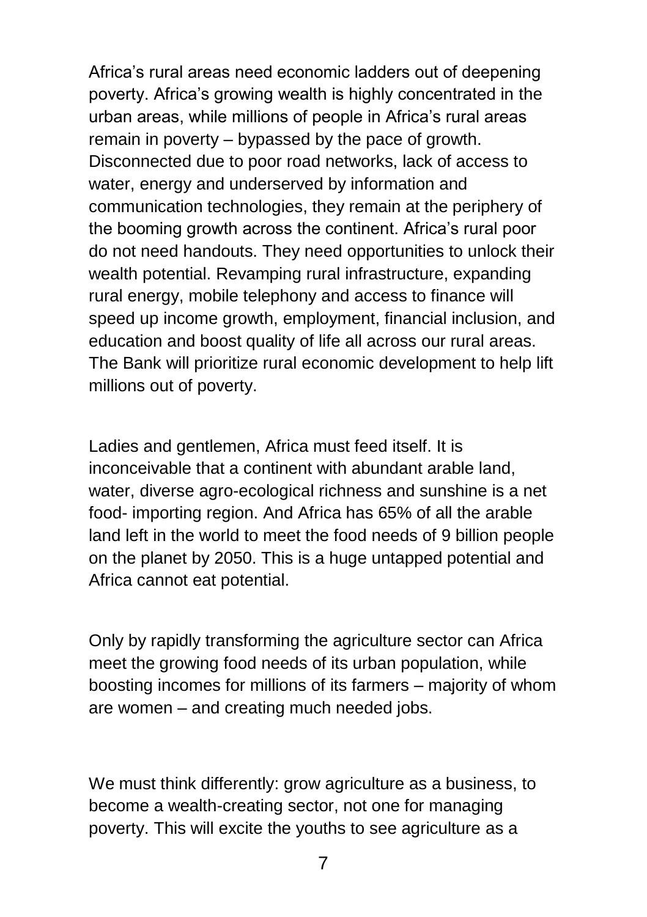Africa's rural areas need economic ladders out of deepening poverty. Africa's growing wealth is highly concentrated in the urban areas, while millions of people in Africa's rural areas remain in poverty – bypassed by the pace of growth. Disconnected due to poor road networks, lack of access to water, energy and underserved by information and communication technologies, they remain at the periphery of the booming growth across the continent. Africa's rural poor do not need handouts. They need opportunities to unlock their wealth potential. Revamping rural infrastructure, expanding rural energy, mobile telephony and access to finance will speed up income growth, employment, financial inclusion, and education and boost quality of life all across our rural areas. The Bank will prioritize rural economic development to help lift millions out of poverty.

Ladies and gentlemen, Africa must feed itself. It is inconceivable that a continent with abundant arable land, water, diverse agro-ecological richness and sunshine is a net food- importing region. And Africa has 65% of all the arable land left in the world to meet the food needs of 9 billion people on the planet by 2050. This is a huge untapped potential and Africa cannot eat potential.

Only by rapidly transforming the agriculture sector can Africa meet the growing food needs of its urban population, while boosting incomes for millions of its farmers – majority of whom are women – and creating much needed jobs.

We must think differently: grow agriculture as a business, to become a wealth-creating sector, not one for managing poverty. This will excite the youths to see agriculture as a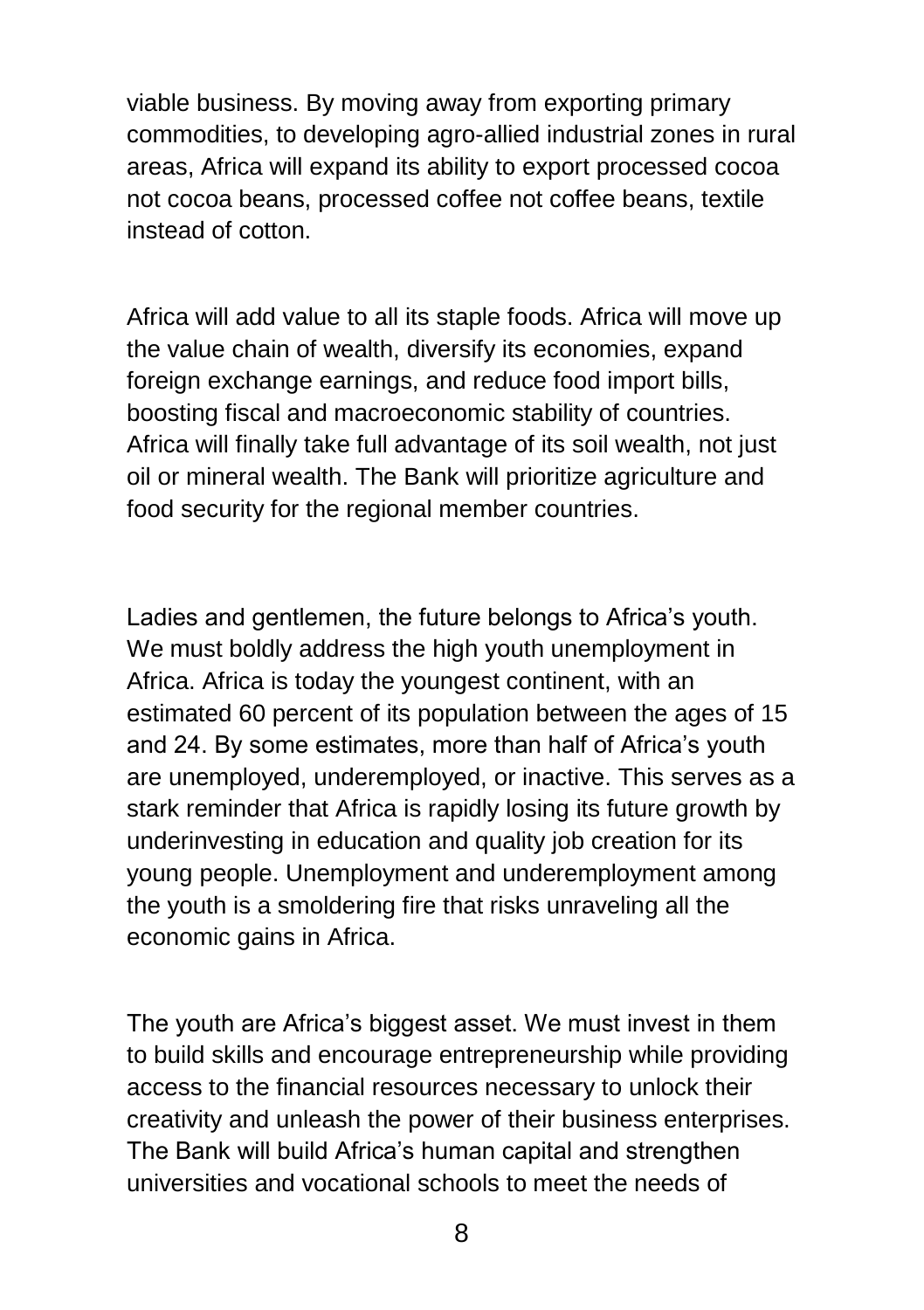viable business. By moving away from exporting primary commodities, to developing agro-allied industrial zones in rural areas, Africa will expand its ability to export processed cocoa not cocoa beans, processed coffee not coffee beans, textile instead of cotton.

Africa will add value to all its staple foods. Africa will move up the value chain of wealth, diversify its economies, expand foreign exchange earnings, and reduce food import bills, boosting fiscal and macroeconomic stability of countries. Africa will finally take full advantage of its soil wealth, not just oil or mineral wealth. The Bank will prioritize agriculture and food security for the regional member countries.

Ladies and gentlemen, the future belongs to Africa's youth. We must boldly address the high youth unemployment in Africa. Africa is today the youngest continent, with an estimated 60 percent of its population between the ages of 15 and 24. By some estimates, more than half of Africa's youth are unemployed, underemployed, or inactive. This serves as a stark reminder that Africa is rapidly losing its future growth by underinvesting in education and quality job creation for its young people. Unemployment and underemployment among the youth is a smoldering fire that risks unraveling all the economic gains in Africa.

The youth are Africa's biggest asset. We must invest in them to build skills and encourage entrepreneurship while providing access to the financial resources necessary to unlock their creativity and unleash the power of their business enterprises. The Bank will build Africa's human capital and strengthen universities and vocational schools to meet the needs of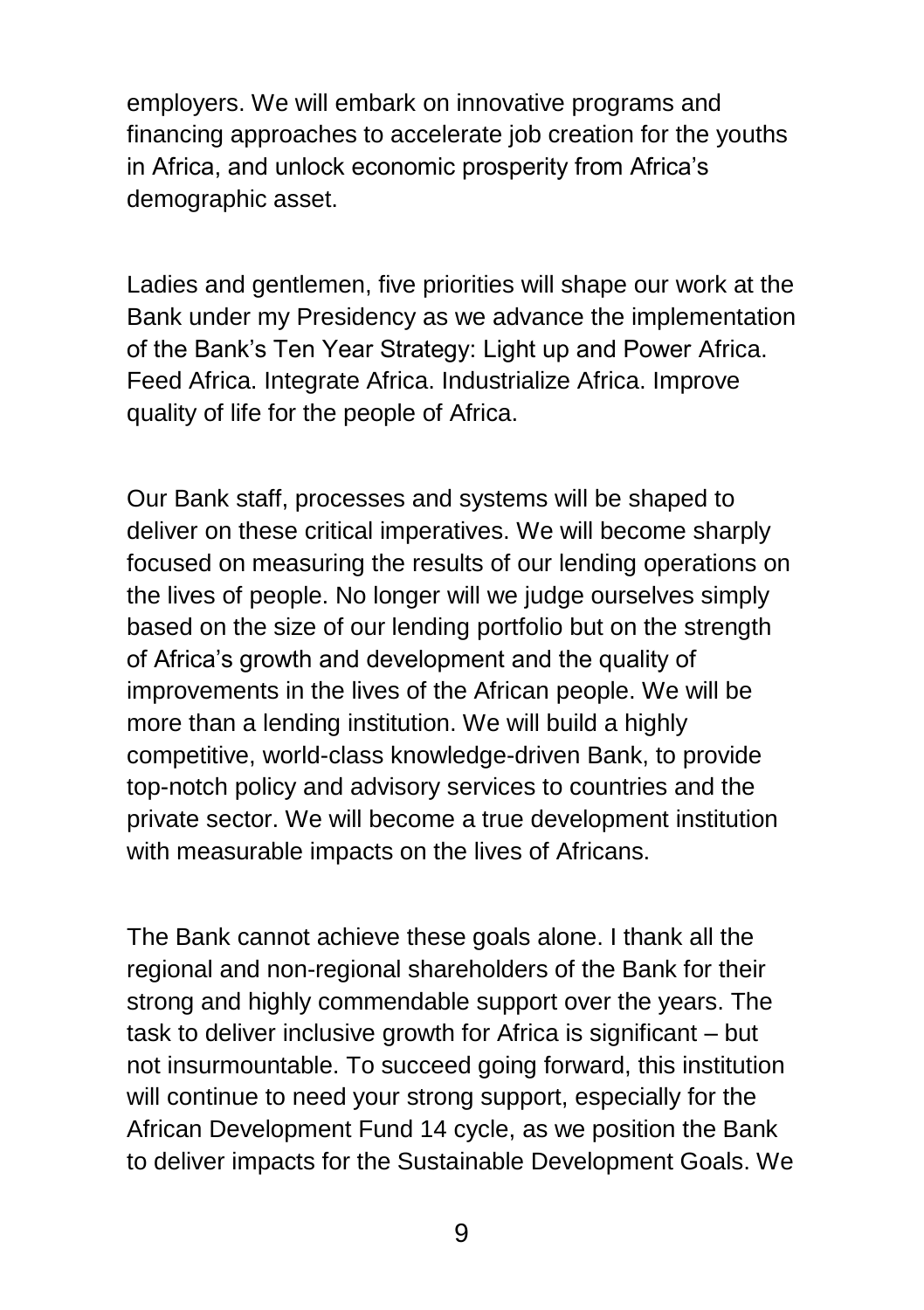employers. We will embark on innovative programs and financing approaches to accelerate job creation for the youths in Africa, and unlock economic prosperity from Africa's demographic asset.

Ladies and gentlemen, five priorities will shape our work at the Bank under my Presidency as we advance the implementation of the Bank's Ten Year Strategy: Light up and Power Africa. Feed Africa. Integrate Africa. Industrialize Africa. Improve quality of life for the people of Africa.

Our Bank staff, processes and systems will be shaped to deliver on these critical imperatives. We will become sharply focused on measuring the results of our lending operations on the lives of people. No longer will we judge ourselves simply based on the size of our lending portfolio but on the strength of Africa's growth and development and the quality of improvements in the lives of the African people. We will be more than a lending institution. We will build a highly competitive, world-class knowledge-driven Bank, to provide top-notch policy and advisory services to countries and the private sector. We will become a true development institution with measurable impacts on the lives of Africans.

The Bank cannot achieve these goals alone. I thank all the regional and non-regional shareholders of the Bank for their strong and highly commendable support over the years. The task to deliver inclusive growth for Africa is significant – but not insurmountable. To succeed going forward, this institution will continue to need your strong support, especially for the African Development Fund 14 cycle, as we position the Bank to deliver impacts for the Sustainable Development Goals. We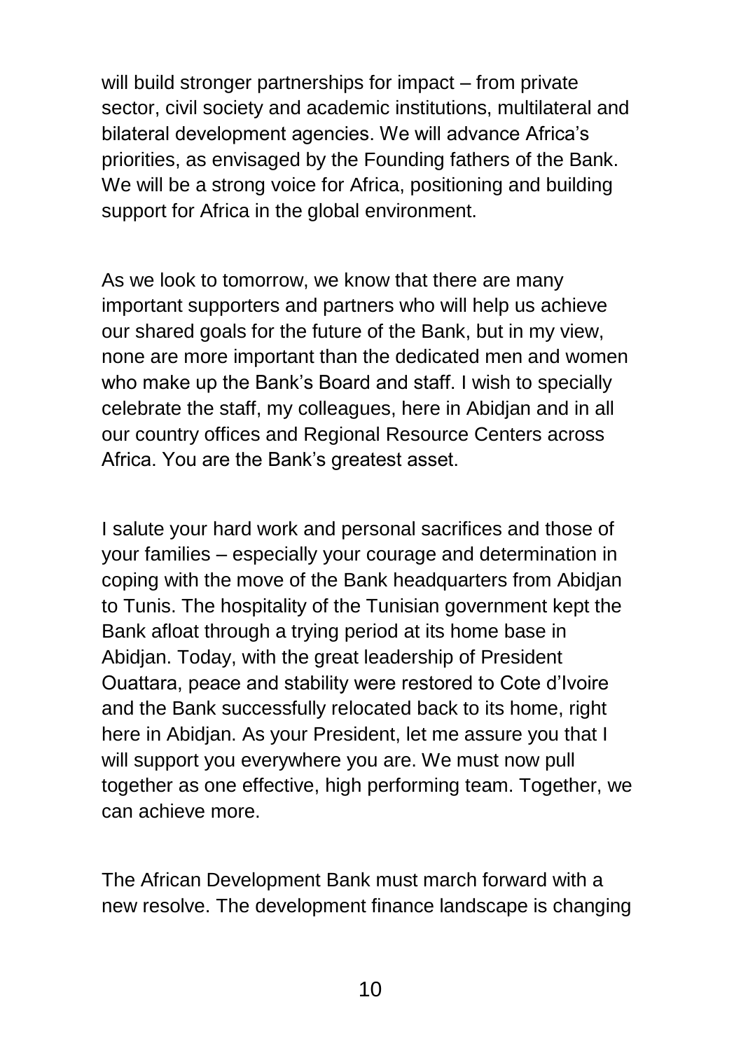will build stronger partnerships for impact – from private sector, civil society and academic institutions, multilateral and bilateral development agencies. We will advance Africa's priorities, as envisaged by the Founding fathers of the Bank. We will be a strong voice for Africa, positioning and building support for Africa in the global environment.

As we look to tomorrow, we know that there are many important supporters and partners who will help us achieve our shared goals for the future of the Bank, but in my view, none are more important than the dedicated men and women who make up the Bank's Board and staff. I wish to specially celebrate the staff, my colleagues, here in Abidjan and in all our country offices and Regional Resource Centers across Africa. You are the Bank's greatest asset.

I salute your hard work and personal sacrifices and those of your families – especially your courage and determination in coping with the move of the Bank headquarters from Abidjan to Tunis. The hospitality of the Tunisian government kept the Bank afloat through a trying period at its home base in Abidjan. Today, with the great leadership of President Ouattara, peace and stability were restored to Cote d'Ivoire and the Bank successfully relocated back to its home, right here in Abidjan. As your President, let me assure you that I will support you everywhere you are. We must now pull together as one effective, high performing team. Together, we can achieve more.

The African Development Bank must march forward with a new resolve. The development finance landscape is changing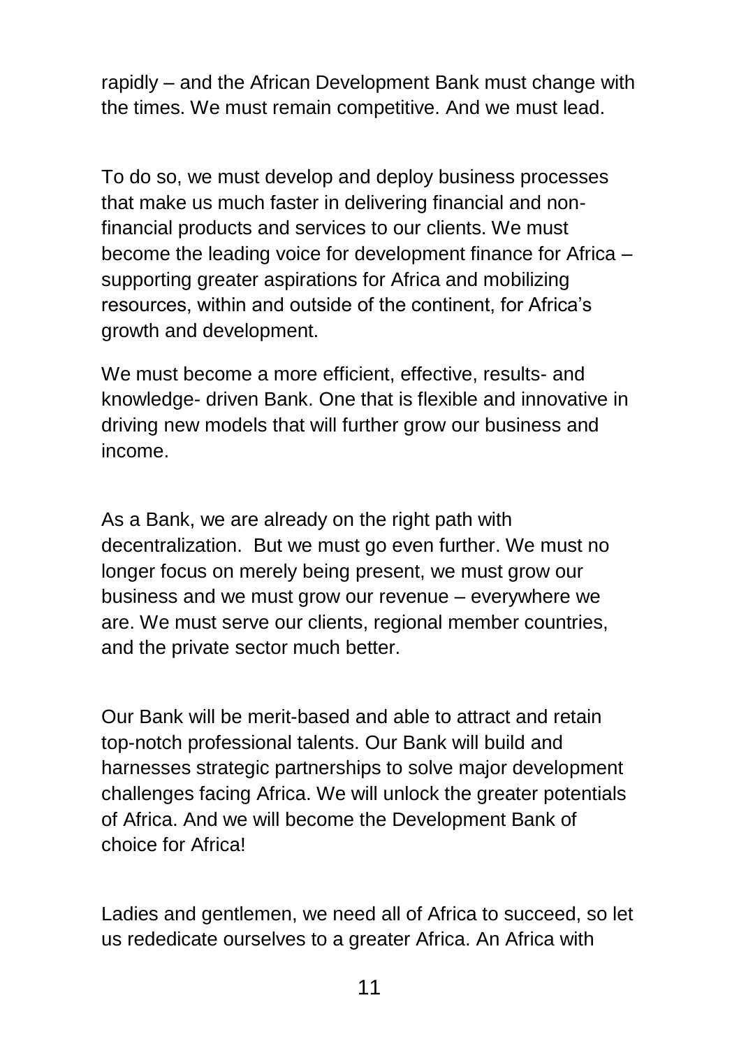rapidly – and the African Development Bank must change with the times. We must remain competitive. And we must lead.

To do so, we must develop and deploy business processes that make us much faster in delivering financial and non-financial products and services to our clients. We must become the leading voice for development finance for Africa – supporting greater aspirations for Africa and mobilizing resources, within and outside of the continent, for Africa's growth and development.

We must become a more efficient, effective, results- and knowledge- driven Bank. One that is flexible and innovative in driving new models that will further grow our business and income.

As a Bank, we are already on the right path with decentralization. But we must go even further. We must no longer focus on merely being present, we must grow our business and we must grow our revenue – everywhere we are. We must serve our clients, regional member countries, and the private sector much better.

Our Bank will be merit-based and able to attract and retain top-notch professional talents. Our Bank will build and harnesses strategic partnerships to solve major development challenges facing Africa. We will unlock the greater potentials of Africa. And we will become the Development Bank of choice for Africa!

Ladies and gentlemen, we need all of Africa to succeed, so let us rededicate ourselves to a greater Africa. An Africa with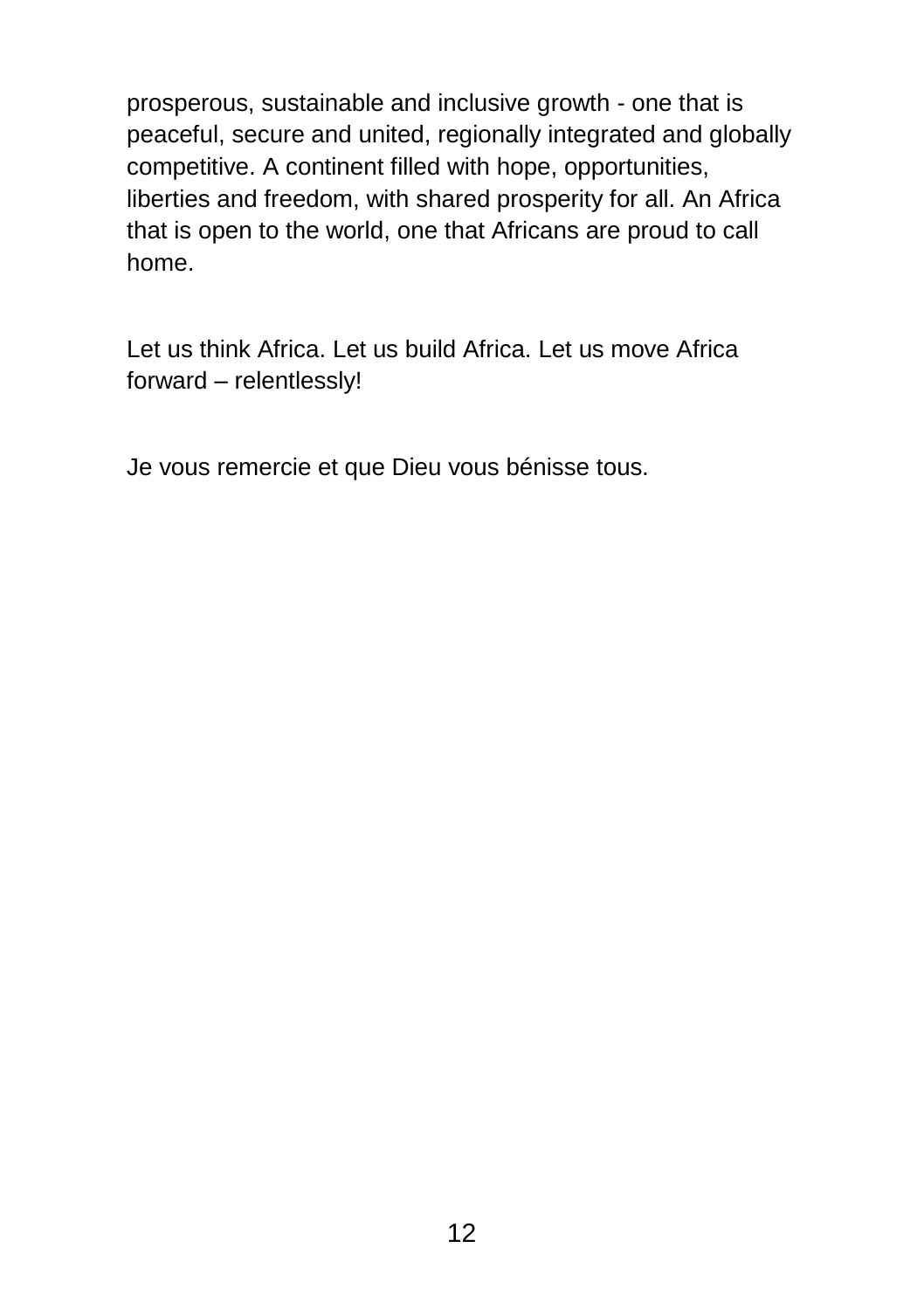prosperous, sustainable and inclusive growth - one that is peaceful, secure and united, regionally integrated and globally competitive. A continent filled with hope, opportunities, liberties and freedom, with shared prosperity for all. An Africa that is open to the world, one that Africans are proud to call home.

Let us think Africa. Let us build Africa. Let us move Africa forward – relentlessly!

Je vous remercie et que Dieu vous bénisse tous.